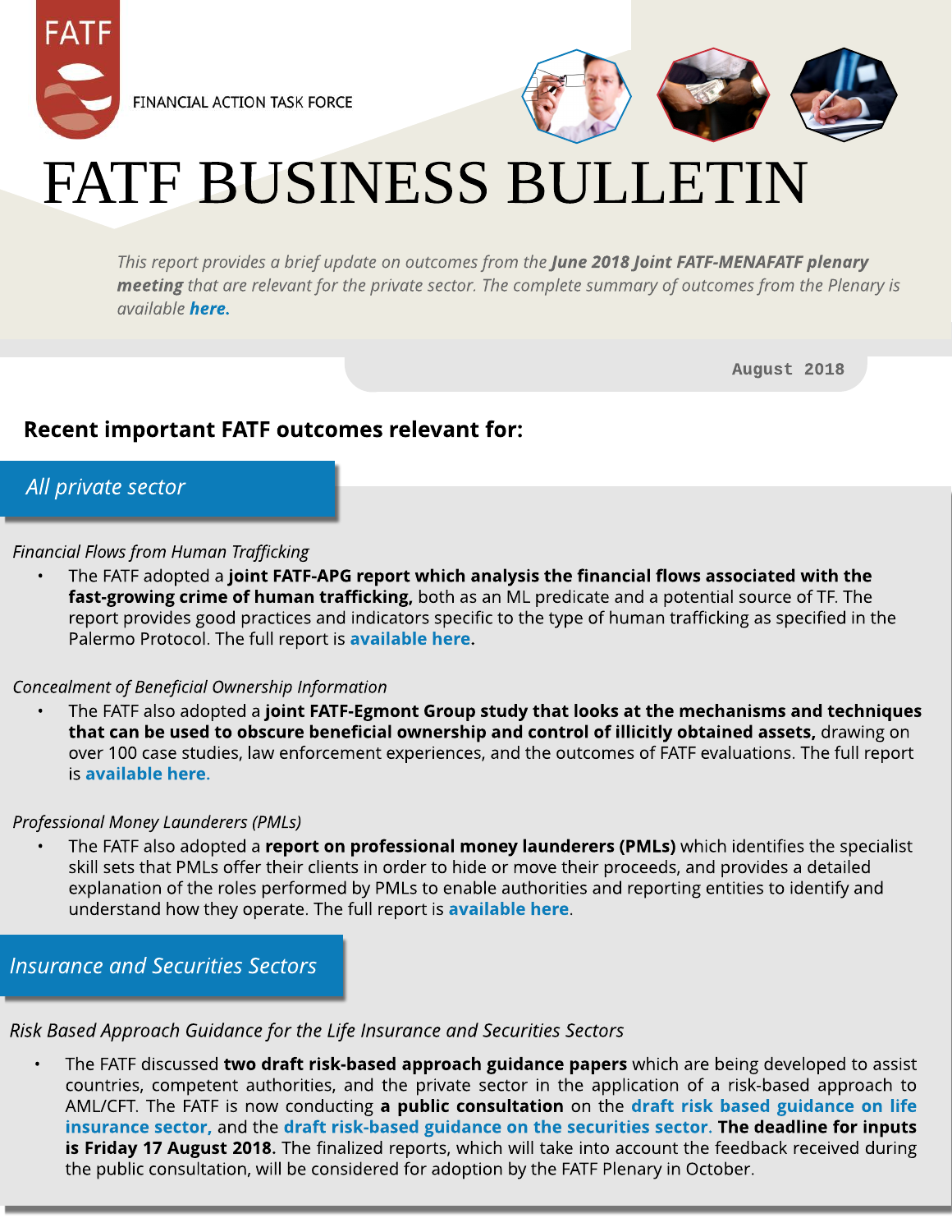FATF

FINANCIAL ACTION TASK FORCE

# FATF BUSINESS BULLETIN

*This report provides a brief update on outcomes from the **June 2018 Joint FATF-MENAFATF plenary meeting** that are relevant for the private sector. The complete summary of outcomes from the Plenary is available **here.***

August 2018

## Recent important FATF outcomes relevant for:

### *All private sector*

*Financial Flows from Human Trafficking*

- The FATF adopted a **joint FATF-APG report which analysis the financial flows associated with the fast-growing crime of human trafficking,** both as an ML predicate and a potential source of TF. The report provides good practices and indicators specific to the type of human trafficking as specified in the Palermo Protocol. The full report is **available here**.

*Concealment of Beneficial Ownership Information*

- The FATF also adopted a **joint FATF-Egmont Group study that looks at the mechanisms and techniques that can be used to obscure beneficial ownership and control of illicitly obtained assets,** drawing on over 100 case studies, law enforcement experiences, and the outcomes of FATF evaluations. The full report is **available here.**

*Professional Money Launderers (PMLs)*

- The FATF also adopted a **report on professional money launderers (PMLs)** which identifies the specialist skill sets that PMLs offer their clients in order to hide or move their proceeds, and provides a detailed explanation of the roles performed by PMLs to enable authorities and reporting entities to identify and understand how they operate. The full report is **available here**.

### *Insurance and Securities Sectors*

*Risk Based Approach Guidance for the Life Insurance and Securities Sectors*

- The FATF discussed **two draft risk-based approach guidance papers** which are being developed to assist countries, competent authorities, and the private sector in the application of a risk-based approach to AML/CFT. The FATF is now conducting **a public consultation** on the **draft risk based guidance on life insurance sector,** and the **draft risk-based guidance on the securities sector. The deadline for inputs is Friday 17 August 2018.** The finalized reports, which will take into account the feedback received during the public consultation, will be considered for adoption by the FATF Plenary in October.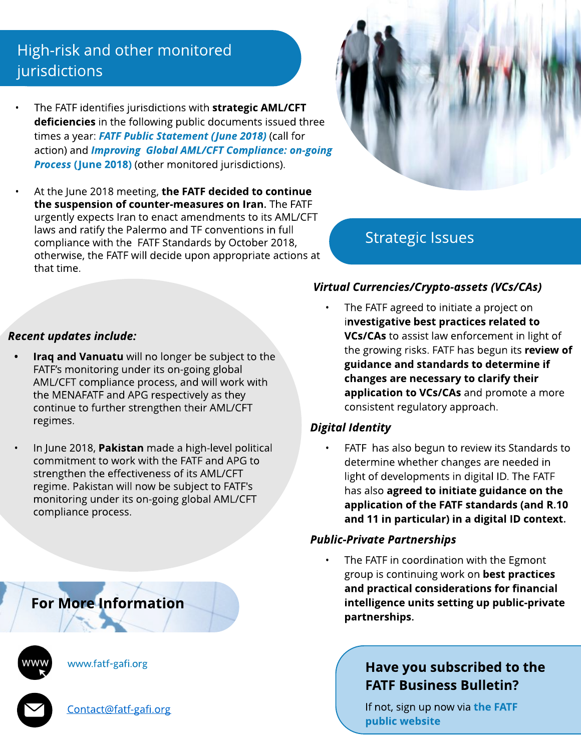## High-risk and other monitored jurisdictions

- The FATF identifies jurisdictions with **strategic AML/CFT deficiencies** in the following public documents issued three times a year: ***FATF Public Statement (June 2018)*** (call for action) and ***Improving Global AML/CFT Compliance: on-going Process* (June 2018)** (other monitored jurisdictions).
- At the June 2018 meeting, **the FATF decided to continue the suspension of counter-measures on Iran.** The FATF urgently expects Iran to enact amendments to its AML/CFT laws and ratify the Palermo and TF conventions in full compliance with the FATF Standards by October 2018, otherwise, the FATF will decide upon appropriate actions at that time.

***Recent updates include:***

- **Iraq and Vanuatu** will no longer be subject to the FATF's monitoring under its on-going global AML/CFT compliance process, and will work with the MENAFATF and APG respectively as they continue to further strengthen their AML/CFT regimes.
- In June 2018, **Pakistan** made a high-level political commitment to work with the FATF and APG to strengthen the effectiveness of its AML/CFT regime. Pakistan will now be subject to FATF's monitoring under its on-going global AML/CFT compliance process.

## Strategic Issues

***Virtual Currencies/Crypto-assets (VCs/CAs)***

- The FATF agreed to initiate a project on **investigative best practices related to VCs/CAs** to assist law enforcement in light of the growing risks. FATF has begun its **review of guidance and standards to determine if changes are necessary to clarify their application to VCs/CAs** and promote a more consistent regulatory approach.

***Digital Identity***

- FATF has also begun to review its Standards to determine whether changes are needed in light of developments in digital ID. The FATF has also **agreed to initiate guidance on the application of the FATF standards (and R.10 and 11 in particular) in a digital ID context.**

***Public-Private Partnerships***

- The FATF in coordination with the Egmont group is continuing work on **best practices and practical considerations for financial intelligence units setting up public-private partnerships.**

## For More Information

www.fatf-gafi.org

Contact@fatf-gafi.org

### Have you subscribed to the FATF Business Bulletin?

If not, sign up now via **the FATF public website**